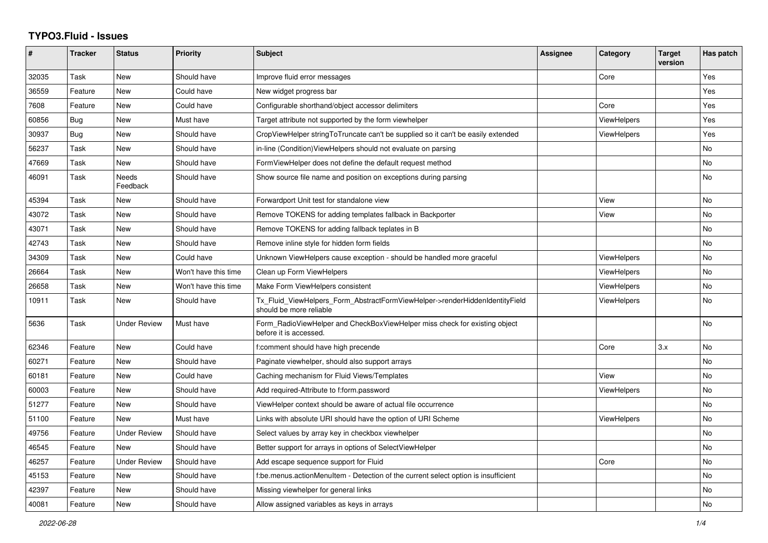# TYPO3.Fluid - Issues

| # | Tracker | Status | Priority | Subject | Assignee | Category | Target version | Has patch |
|---|---|---|---|---|---|---|---|---|
| 32035 | Task | New | Should have | Improve fluid error messages | | Core | | Yes |
| 36559 | Feature | New | Could have | New widget progress bar | | | | Yes |
| 7608 | Feature | New | Could have | Configurable shorthand/object accessor delimiters | | Core | | Yes |
| 60856 | Bug | New | Must have | Target attribute not supported by the form viewhelper | | ViewHelpers | | Yes |
| 30937 | Bug | New | Should have | CropViewHelper stringToTruncate can't be supplied so it can't be easily extended | | ViewHelpers | | Yes |
| 56237 | Task | New | Should have | in-line (Condition)ViewHelpers should not evaluate on parsing | | | | No |
| 47669 | Task | New | Should have | FormViewHelper does not define the default request method | | | | No |
| 46091 | Task | Needs Feedback | Should have | Show source file name and position on exceptions during parsing | | | | No |
| 45394 | Task | New | Should have | Forwardport Unit test for standalone view | | View | | No |
| 43072 | Task | New | Should have | Remove TOKENS for adding templates fallback in Backporter | | View | | No |
| 43071 | Task | New | Should have | Remove TOKENS for adding fallback teplates in B | | View | | No |
| 42743 | Task | New | Should have | Remove inline style for hidden form fields | | | | No |
| 34309 | Task | New | Could have | Unknown ViewHelpers cause exception - should be handled more graceful | | ViewHelpers | | No |
| 26664 | Task | New | Won't have this time | Clean up Form ViewHelpers | | ViewHelpers | | No |
| 26658 | Task | New | Won't have this time | Make Form ViewHelpers consistent | | ViewHelpers | | No |
| 10911 | Task | New | Should have | Tx_Fluid_ViewHelpers_Form_AbstractFormViewHelper->renderHiddenIdentityField should be more reliable | | ViewHelpers | | No |
| 5636 | Task | Under Review | Must have | Form_RadioViewHelper and CheckBoxViewHelper miss check for existing object before it is accessed. | | | | No |
| 62346 | Feature | New | Could have | f:comment should have high precende | | Core | 3.x | No |
| 60271 | Feature | New | Should have | Paginate viewhelper, should also support arrays | | | | No |
| 60181 | Feature | New | Could have | Caching mechanism for Fluid Views/Templates | | View | | No |
| 60003 | Feature | New | Should have | Add required-Attribute to f:form.password | | ViewHelpers | | No |
| 51277 | Feature | New | Should have | ViewHelper context should be aware of actual file occurrence | | | | No |
| 51100 | Feature | New | Must have | Links with absolute URI should have the option of URI Scheme | | ViewHelpers | | No |
| 49756 | Feature | Under Review | Should have | Select values by array key in checkbox viewhelper | | | | No |
| 46545 | Feature | New | Should have | Better support for arrays in options of SelectViewHelper | | | | No |
| 46257 | Feature | Under Review | Should have | Add escape sequence support for Fluid | | Core | | No |
| 45153 | Feature | New | Should have | f:be.menus.actionMenuItem - Detection of the current select option is insufficient | | | | No |
| 42397 | Feature | New | Should have | Missing viewhelper for general links | | | | No |
| 40081 | Feature | New | Should have | Allow assigned variables as keys in arrays | | | | No |

*2022-06-28*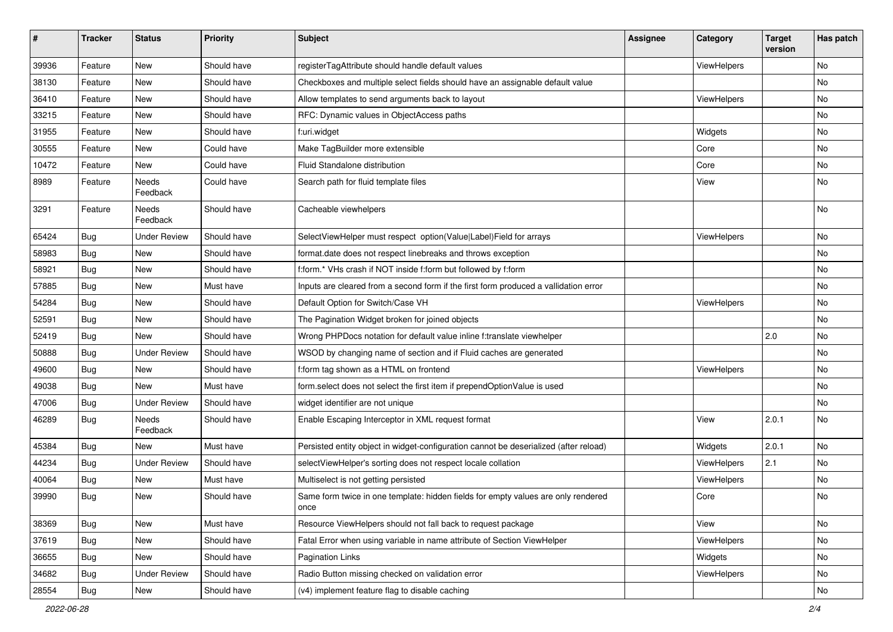| # | Tracker | Status | Priority | Subject | Assignee | Category | Target version | Has patch |
|---|---|---|---|---|---|---|---|---|
| 39936 | Feature | New | Should have | registerTagAttribute should handle default values | | ViewHelpers | | No |
| 38130 | Feature | New | Should have | Checkboxes and multiple select fields should have an assignable default value | | | | No |
| 36410 | Feature | New | Should have | Allow templates to send arguments back to layout | | ViewHelpers | | No |
| 33215 | Feature | New | Should have | RFC: Dynamic values in ObjectAccess paths | | | | No |
| 31955 | Feature | New | Should have | f:uri.widget | | Widgets | | No |
| 30555 | Feature | New | Could have | Make TagBuilder more extensible | | Core | | No |
| 10472 | Feature | New | Could have | Fluid Standalone distribution | | Core | | No |
| 8989 | Feature | Needs Feedback | Could have | Search path for fluid template files | | View | | No |
| 3291 | Feature | Needs Feedback | Should have | Cacheable viewhelpers | | | | No |
| 65424 | Bug | Under Review | Should have | SelectViewHelper must respect option(Value\|Label)Field for arrays | | ViewHelpers | | No |
| 58983 | Bug | New | Should have | format.date does not respect linebreaks and throws exception | | | | No |
| 58921 | Bug | New | Should have | f:form.* VHs crash if NOT inside f:form but followed by f:form | | | | No |
| 57885 | Bug | New | Must have | Inputs are cleared from a second form if the first form produced a vallidation error | | | | No |
| 54284 | Bug | New | Should have | Default Option for Switch/Case VH | | ViewHelpers | | No |
| 52591 | Bug | New | Should have | The Pagination Widget broken for joined objects | | | | No |
| 52419 | Bug | New | Should have | Wrong PHPDocs notation for default value inline f:translate viewhelper | | | 2.0 | No |
| 50888 | Bug | Under Review | Should have | WSOD by changing name of section and if Fluid caches are generated | | | | No |
| 49600 | Bug | New | Should have | f:form tag shown as a HTML on frontend | | ViewHelpers | | No |
| 49038 | Bug | New | Must have | form.select does not select the first item if prependOptionValue is used | | | | No |
| 47006 | Bug | Under Review | Should have | widget identifier are not unique | | | | No |
| 46289 | Bug | Needs Feedback | Should have | Enable Escaping Interceptor in XML request format | | View | 2.0.1 | No |
| 45384 | Bug | New | Must have | Persisted entity object in widget-configuration cannot be deserialized (after reload) | | Widgets | 2.0.1 | No |
| 44234 | Bug | Under Review | Should have | selectViewHelper's sorting does not respect locale collation | | ViewHelpers | 2.1 | No |
| 40064 | Bug | New | Must have | Multiselect is not getting persisted | | ViewHelpers | | No |
| 39990 | Bug | New | Should have | Same form twice in one template: hidden fields for empty values are only rendered once | | Core | | No |
| 38369 | Bug | New | Must have | Resource ViewHelpers should not fall back to request package | | View | | No |
| 37619 | Bug | New | Should have | Fatal Error when using variable in name attribute of Section ViewHelper | | ViewHelpers | | No |
| 36655 | Bug | New | Should have | Pagination Links | | Widgets | | No |
| 34682 | Bug | Under Review | Should have | Radio Button missing checked on validation error | | ViewHelpers | | No |
| 28554 | Bug | New | Should have | (v4) implement feature flag to disable caching | | | | No |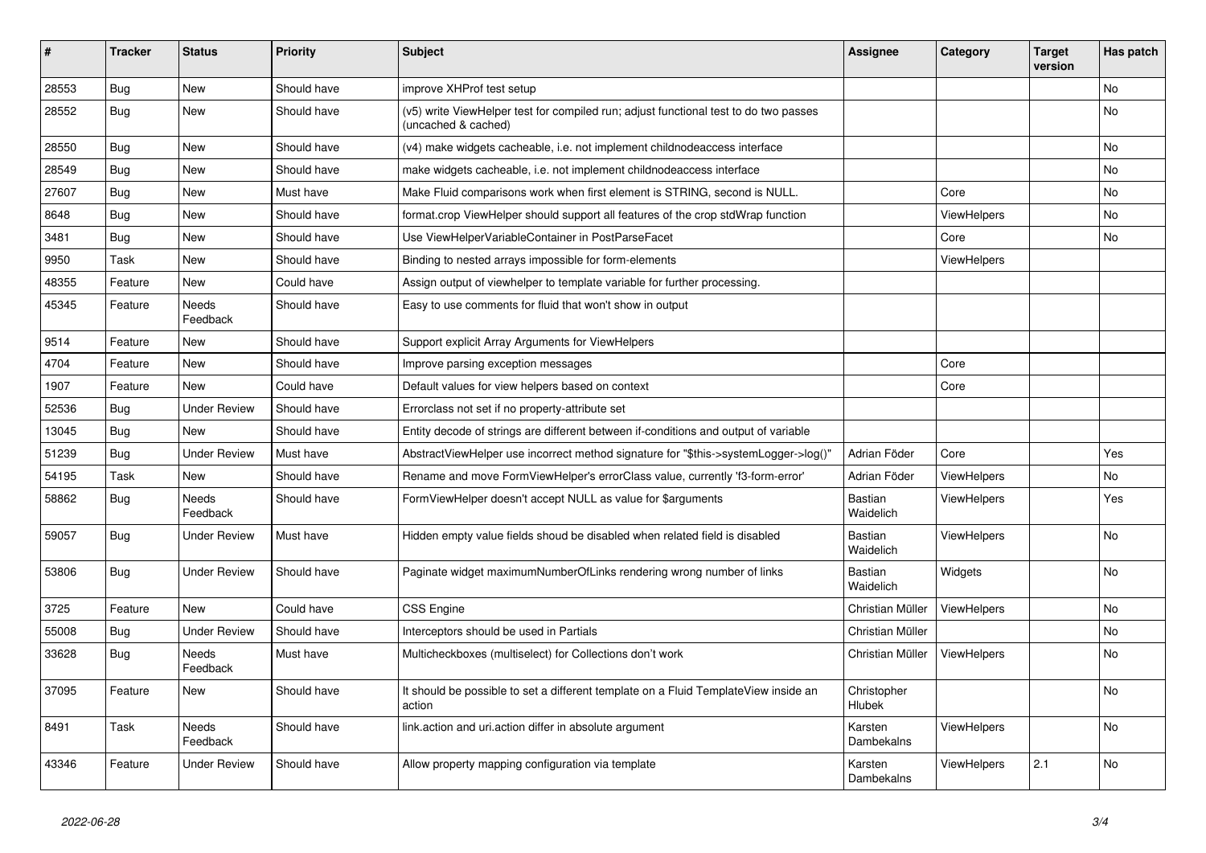| # | Tracker | Status | Priority | Subject | Assignee | Category | Target version | Has patch |
|---|---|---|---|---|---|---|---|---|
| 28553 | Bug | New | Should have | improve XHProf test setup | | | | No |
| 28552 | Bug | New | Should have | (v5) write ViewHelper test for compiled run; adjust functional test to do two passes (uncached & cached) | | | | No |
| 28550 | Bug | New | Should have | (v4) make widgets cacheable, i.e. not implement childnodeaccess interface | | | | No |
| 28549 | Bug | New | Should have | make widgets cacheable, i.e. not implement childnodeaccess interface | | | | No |
| 27607 | Bug | New | Must have | Make Fluid comparisons work when first element is STRING, second is NULL. | | Core | | No |
| 8648 | Bug | New | Should have | format.crop ViewHelper should support all features of the crop stdWrap function | | ViewHelpers | | No |
| 3481 | Bug | New | Should have | Use ViewHelperVariableContainer in PostParseFacet | | Core | | No |
| 9950 | Task | New | Should have | Binding to nested arrays impossible for form-elements | | ViewHelpers | | |
| 48355 | Feature | New | Could have | Assign output of viewhelper to template variable for further processing. | | | | |
| 45345 | Feature | Needs Feedback | Should have | Easy to use comments for fluid that won't show in output | | | | |
| 9514 | Feature | New | Should have | Support explicit Array Arguments for ViewHelpers | | | | |
| 4704 | Feature | New | Should have | Improve parsing exception messages | | Core | | |
| 1907 | Feature | New | Could have | Default values for view helpers based on context | | Core | | |
| 52536 | Bug | Under Review | Should have | Errorclass not set if no property-attribute set | | | | |
| 13045 | Bug | New | Should have | Entity decode of strings are different between if-conditions and output of variable | | | | |
| 51239 | Bug | Under Review | Must have | AbstractViewHelper use incorrect method signature for "$this->systemLogger->log()" | Adrian Föder | Core | | Yes |
| 54195 | Task | New | Should have | Rename and move FormViewHelper's errorClass value, currently 'f3-form-error' | Adrian Föder | ViewHelpers | | No |
| 58862 | Bug | Needs Feedback | Should have | FormViewHelper doesn't accept NULL as value for $arguments | Bastian Waidelich | ViewHelpers | | Yes |
| 59057 | Bug | Under Review | Must have | Hidden empty value fields shoud be disabled when related field is disabled | Bastian Waidelich | ViewHelpers | | No |
| 53806 | Bug | Under Review | Should have | Paginate widget maximumNumberOfLinks rendering wrong number of links | Bastian Waidelich | Widgets | | No |
| 3725 | Feature | New | Could have | CSS Engine | Christian Müller | ViewHelpers | | No |
| 55008 | Bug | Under Review | Should have | Interceptors should be used in Partials | Christian Müller | | | No |
| 33628 | Bug | Needs Feedback | Must have | Multicheckboxes (multiselect) for Collections don't work | Christian Müller | ViewHelpers | | No |
| 37095 | Feature | New | Should have | It should be possible to set a different template on a Fluid TemplateView inside an action | Christopher Hlubek | | | No |
| 8491 | Task | Needs Feedback | Should have | link.action and uri.action differ in absolute argument | Karsten Dambekalns | ViewHelpers | | No |
| 43346 | Feature | Under Review | Should have | Allow property mapping configuration via template | Karsten Dambekalns | ViewHelpers | 2.1 | No |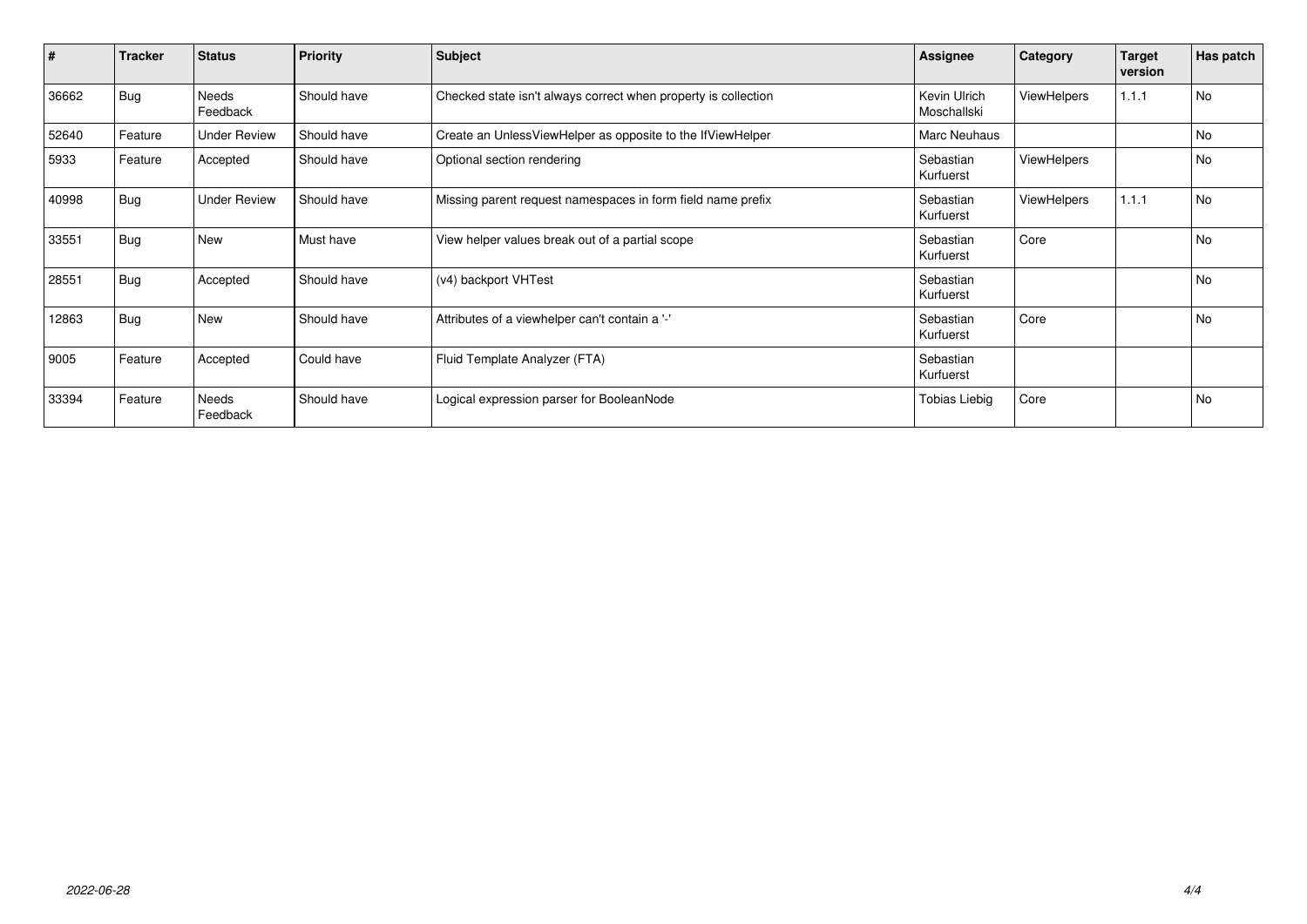| # | Tracker | Status | Priority | Subject | Assignee | Category | Target version | Has patch |
|---|---|---|---|---|---|---|---|---|
| 36662 | Bug | Needs Feedback | Should have | Checked state isn't always correct when property is collection | Kevin Ulrich Moschallski | ViewHelpers | 1.1.1 | No |
| 52640 | Feature | Under Review | Should have | Create an UnlessViewHelper as opposite to the IfViewHelper | Marc Neuhaus | | | No |
| 5933 | Feature | Accepted | Should have | Optional section rendering | Sebastian Kurfuerst | ViewHelpers | | No |
| 40998 | Bug | Under Review | Should have | Missing parent request namespaces in form field name prefix | Sebastian Kurfuerst | ViewHelpers | 1.1.1 | No |
| 33551 | Bug | New | Must have | View helper values break out of a partial scope | Sebastian Kurfuerst | Core | | No |
| 28551 | Bug | Accepted | Should have | (v4) backport VHTest | Sebastian Kurfuerst | | | No |
| 12863 | Bug | New | Should have | Attributes of a viewhelper can't contain a '-' | Sebastian Kurfuerst | Core | | No |
| 9005 | Feature | Accepted | Could have | Fluid Template Analyzer (FTA) | Sebastian Kurfuerst | | | |
| 33394 | Feature | Needs Feedback | Should have | Logical expression parser for BooleanNode | Tobias Liebig | Core | | No |

*2022-06-28*